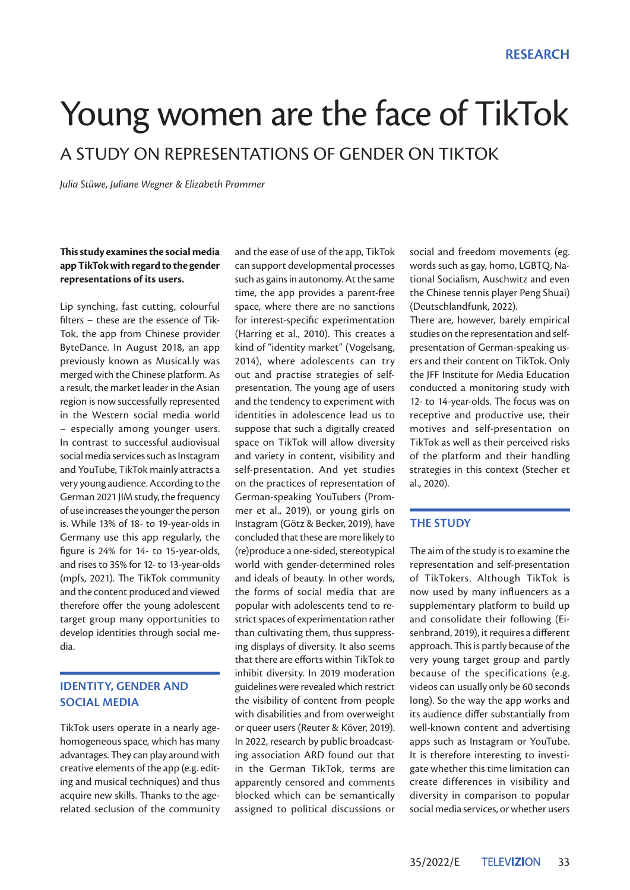RESEARCH

# Young women are the face of TikTok

## A STUDY ON REPRESENTATIONS OF GENDER ON TIKTOK

*Julia Stüwe, Juliane Wegner & Elizabeth Prommer*

**This study examines the social media app TikTok with regard to the gender representations of its users.**

Lip synching, fast cutting, colourful filters – these are the essence of TikTok, the app from Chinese provider ByteDance. In August 2018, an app previously known as Musical.ly was merged with the Chinese platform. As a result, the market leader in the Asian region is now successfully represented in the Western social media world – especially among younger users. In contrast to successful audiovisual social media services such as Instagram and YouTube, TikTok mainly attracts a very young audience. According to the German 2021 JIM study, the frequency of use increases the younger the person is. While 13% of 18- to 19-year-olds in Germany use this app regularly, the figure is 24% for 14- to 15-year-olds, and rises to 35% for 12- to 13-year-olds (mpfs, 2021). The TikTok community and the content produced and viewed therefore offer the young adolescent target group many opportunities to develop identities through social media.

## IDENTITY, GENDER AND SOCIAL MEDIA

TikTok users operate in a nearly age-homogeneous space, which has many advantages. They can play around with creative elements of the app (e.g. editing and musical techniques) and thus acquire new skills. Thanks to the age-related seclusion of the community and the ease of use of the app, TikTok can support developmental processes such as gains in autonomy. At the same time, the app provides a parent-free space, where there are no sanctions for interest-specific experimentation (Harring et al., 2010). This creates a kind of "identity market" (Vogelsang, 2014), where adolescents can try out and practise strategies of self-presentation. The young age of users and the tendency to experiment with identities in adolescence lead us to suppose that such a digitally created space on TikTok will allow diversity and variety in content, visibility and self-presentation. And yet studies on the practices of representation of German-speaking YouTubers (Prommer et al., 2019), or young girls on Instagram (Götz & Becker, 2019), have concluded that these are more likely to (re)produce a one-sided, stereotypical world with gender-determined roles and ideals of beauty. In other words, the forms of social media that are popular with adolescents tend to restrict spaces of experimentation rather than cultivating them, thus suppressing displays of diversity. It also seems that there are efforts within TikTok to inhibit diversity. In 2019 moderation guidelines were revealed which restrict the visibility of content from people with disabilities and from overweight or queer users (Reuter & Köver, 2019). In 2022, research by public broadcasting association ARD found out that in the German TikTok, terms are apparently censored and comments blocked which can be semantically assigned to political discussions or social and freedom movements (eg. words such as gay, homo, LGBTQ, National Socialism, Auschwitz and even the Chinese tennis player Peng Shuai) (Deutschlandfunk, 2022).

There are, however, barely empirical studies on the representation and self-presentation of German-speaking users and their content on TikTok. Only the JFF Institute for Media Education conducted a monitoring study with 12- to 14-year-olds. The focus was on receptive and productive use, their motives and self-presentation on TikTok as well as their perceived risks of the platform and their handling strategies in this context (Stecher et al., 2020).

## THE STUDY

The aim of the study is to examine the representation and self-presentation of TikTokers. Although TikTok is now used by many influencers as a supplementary platform to build up and consolidate their following (Eisenbrand, 2019), it requires a different approach. This is partly because of the very young target group and partly because of the specifications (e.g. videos can usually only be 60 seconds long). So the way the app works and its audience differ substantially from well-known content and advertising apps such as Instagram or YouTube. It is therefore interesting to investigate whether this time limitation can create differences in visibility and diversity in comparison to popular social media services, or whether users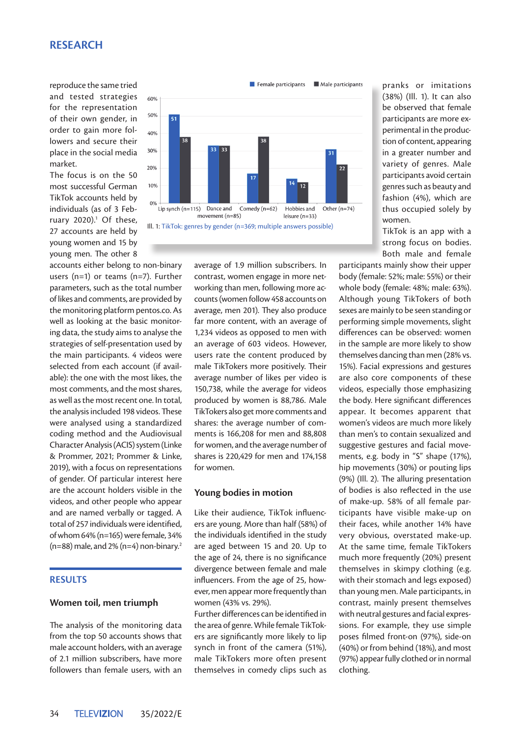reproduce the same tried and tested strategies for the representation of their own gender, in order to gain more followers and secure their place in the social media market.

The focus is on the 50 most successful German TikTok accounts held by individuals (as of 3 February 2020).[1] Of these, 27 accounts are held by young women and 15 by young men. The other 8 accounts either belong to non-binary users (n=1) or teams (n=7). Further parameters, such as the total number of likes and comments, are provided by the monitoring platform pentos.co. As well as looking at the basic monitoring data, the study aims to analyse the strategies of self-presentation used by the main participants. 4 videos were selected from each account (if available): the one with the most likes, the most comments, and the most shares, as well as the most recent one. In total, the analysis included 198 videos. These were analysed using a standardized coding method and the Audiovisual Character Analysis (ACIS) system (Linke & Prommer, 2021; Prommer & Linke, 2019), with a focus on representations of gender. Of particular interest here are the account holders visible in the videos, and other people who appear and are named verbally or tagged. A total of 257 individuals were identified, of whom 64% (n=165) were female, 34% (n=88) male, and 2% (n=4) non-binary.[2]

| Genre | Female participants | Male participants |
|---|---|---|
| Lip synch (n=115) | 51 | 38 |
| Dance and movement (n=85) | 33 | 33 |
| Comedy (n=62) | 17 | 38 |
| Hobbies and leisure (n=33) | 14 | 12 |
| Other (n=74) | 31 | 22 |

Ill. 1: TikTok: genres by gender (n=369; multiple answers possible)

## RESULTS

### Women toil, men triumph

The analysis of the monitoring data from the top 50 accounts shows that male account holders, with an average of 2.1 million subscribers, have more followers than female users, with an average of 1.9 million subscribers. In contrast, women engage in more networking than men, following more accounts (women follow 458 accounts on average, men 201). They also produce far more content, with an average of 1,234 videos as opposed to men with an average of 603 videos. However, users rate the content produced by male TikTokers more positively. Their average number of likes per video is 150,738, while the average for videos produced by women is 88,786. Male TikTokers also get more comments and shares: the average number of comments is 166,208 for men and 88,808 for women, and the average number of shares is 220,429 for men and 174,158 for women.

### Young bodies in motion

Like their audience, TikTok influencers are young. More than half (58%) of the individuals identified in the study are aged between 15 and 20. Up to the age of 24, there is no significance divergence between female and male influencers. From the age of 25, however, men appear more frequently than women (43% vs. 29%).

Further differences can be identified in the area of genre. While female TikTokers are significantly more likely to lip synch in front of the camera (51%), male TikTokers more often present themselves in comedy clips such as pranks or imitations (38%) (Ill. 1). It can also be observed that female participants are more experimental in the production of content, appearing in a greater number and variety of genres. Male participants avoid certain genres such as beauty and fashion (4%), which are thus occupied solely by women.

TikTok is an app with a strong focus on bodies. Both male and female participants mainly show their upper body (female: 52%; male: 55%) or their whole body (female: 48%; male: 63%). Although young TikTokers of both sexes are mainly to be seen standing or performing simple movements, slight differences can be observed: women in the sample are more likely to show themselves dancing than men (28% vs. 15%). Facial expressions and gestures are also core components of these videos, especially those emphasizing the body. Here significant differences appear. It becomes apparent that women's videos are much more likely than men's to contain sexualized and suggestive gestures and facial movements, e.g. body in "S" shape (17%), hip movements (30%) or pouting lips (9%) (Ill. 2). The alluring presentation of bodies is also reflected in the use of make-up. 58% of all female participants have visible make-up on their faces, while another 14% have very obvious, overstated make-up. At the same time, female TikTokers much more frequently (20%) present themselves in skimpy clothing (e.g. with their stomach and legs exposed) than young men. Male participants, in contrast, mainly present themselves with neutral gestures and facial expressions. For example, they use simple poses filmed front-on (97%), side-on (40%) or from behind (18%), and most (97%) appear fully clothed or in normal clothing.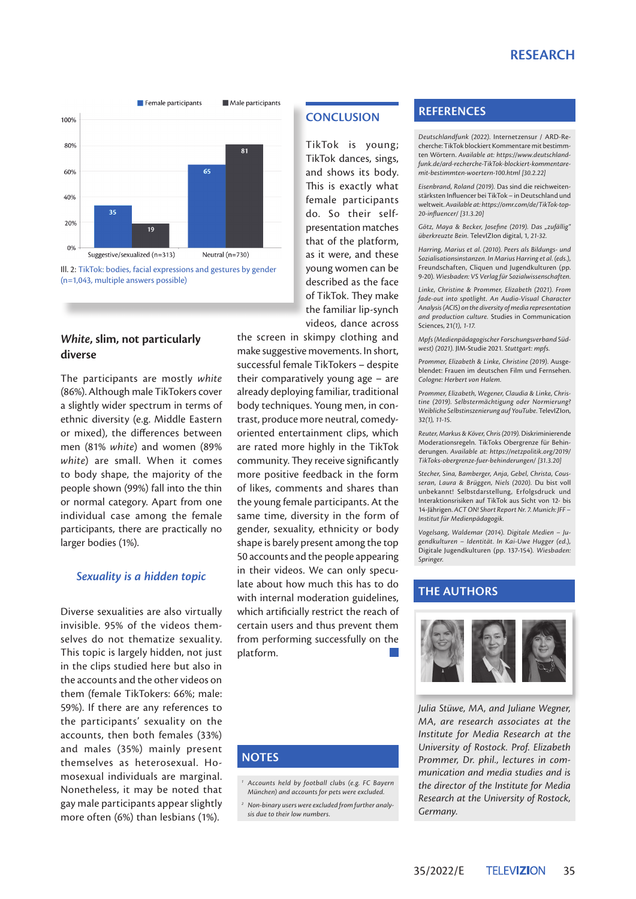Female participants
Male participants

100%
80%
60%
40%
20%
0%

35
19
65
81

Suggestive/sexualized (n=313)
Neutral (n=730)

Ill. 2: TikTok: bodies, facial expressions and gestures by gender (n=1,043, multiple answers possible)

### *White*, slim, not particularly diverse

The participants are mostly *white* (86%). Although male TikTokers cover a slightly wider spectrum in terms of ethnic diversity (e.g. Middle Eastern or mixed), the differences between men (81% *white*) and women (89% *white*) are small. When it comes to body shape, the majority of the people shown (99%) fall into the thin or normal category. Apart from one individual case among the female participants, there are practically no larger bodies (1%).

### *Sexuality is a hidden topic*

Diverse sexualities are also virtually invisible. 95% of the videos themselves do not thematize sexuality. This topic is largely hidden, not just in the clips studied here but also in the accounts and the other videos on them (female TikTokers: 66%; male: 59%). If there are any references to the participants' sexuality on the accounts, then both females (33%) and males (35%) mainly present themselves as heterosexual. Homosexual individuals are marginal. Nonetheless, it may be noted that gay male participants appear slightly more often (6%) than lesbians (1%).

## CONCLUSION

TikTok is young; TikTok dances, sings, and shows its body. This is exactly what female participants do. So their self-presentation matches that of the platform, as it were, and these young women can be described as the face of TikTok. They make the familiar lip-synch videos, dance across the screen in skimpy clothing and make suggestive movements. In short, successful female TikTokers – despite their comparatively young age – are already deploying familiar, traditional body techniques. Young men, in contrast, produce more neutral, comedy-oriented entertainment clips, which are rated more highly in the TikTok community. They receive significantly more positive feedback in the form of likes, comments and shares than the young female participants. At the same time, diversity in the form of gender, sexuality, ethnicity or body shape is barely present among the top 50 accounts and the people appearing in their videos. We can only speculate about how much this has to do with internal moderation guidelines, which artificially restrict the reach of certain users and thus prevent them from performing successfully on the platform.

## NOTES

[1] Accounts held by football clubs (e.g. FC Bayern München) and accounts for pets were excluded.

[2] Non-binary users were excluded from further analysis due to their low numbers.

## REFERENCES

*Deutschlandfunk (2022).* Internetzensur / ARD-Recherche: TikTok blockiert Kommentare mit bestimmten Wörtern. *Available at: https://www.deutschlandfunk.de/ard-recherche-TikTok-blockiert-kommentare-mit-bestimmten-woertern-100.html [30.2.22]*

*Eisenbrand, Roland (2019).* Das sind die reichweitenstärksten Influencer bei TikTok – in Deutschland und weltweit. *Available at: https://omr.com/de/TikTok-top-20-influencer/ [31.3.20]*

*Götz, Maya & Becker, Josefine (2019).* Das „zufällig" überkreuzte Bein. TelevIZIon digital, 1, 21-32.

*Harring, Marius et al. (2010).* Peers als Bildungs- und Sozialisationsinstanzen. *In Marius Harring et al. (eds.),* Freundschaften, Cliquen und Jugendkulturen (pp. 9-20). *Wiesbaden: VS Verlag für Sozialwissenschaften.*

*Linke, Christine & Prommer, Elizabeth (2021). From fade-out into spotlight. An Audio-Visual Character Analysis (ACIS) on the diversity of media representation and production culture.* Studies in Communication Sciences, 21(1), *1-17.*

*Mpfs (Medienpädagogischer Forschungsverband Südwest) (2021).* JIM-Studie 2021. *Stuttgart: mpfs.*

*Prommer, Elizabeth & Linke, Christine (2019).* Ausgeblendet: Frauen im deutschen Film und Fernsehen. *Cologne: Herbert von Halem.*

*Prommer, Elizabeth, Wegener, Claudia & Linke, Christine (2019). Selbstermächtigung oder Normierung? Weibliche Selbstinszenierung auf YouTube.* TelevIZIon, *32(1), 11-15.*

*Reuter, Markus & Köver, Chris (2019).* Diskriminierende Moderationsregeln. TikToks Obergrenze für Behinderungen. *Available at: https://netzpolitik.org/2019/TikToks-obergrenze-fuer-behinderungen/ [31.3.20]*

*Stecher, Sina, Bamberger, Anja, Gebel, Christa, Cousseran, Laura & Brüggen, Niels (2020).* Du bist voll unbekannt! Selbstdarstellung, Erfolgsdruck und Interaktionsrisiken auf TikTok aus Sicht von 12- bis 14-Jährigen. *ACT ON! Short Report Nr. 7. Munich: JFF – Institut für Medienpädagogik.*

*Vogelsang, Waldemar (2014).* Digitale Medien – Jugendkulturen – Identität. *In Kai-Uwe Hugger (ed.),* Digitale Jugendkulturen *(pp. 137-154). Wiesbaden: Springer.*

## THE AUTHORS

*Julia Stüwe, MA, and Juliane Wegner, MA, are research associates at the Institute for Media Research at the University of Rostock. Prof. Elizabeth Prommer, Dr. phil., lectures in communication and media studies and is the director of the Institute for Media Research at the University of Rostock, Germany.*